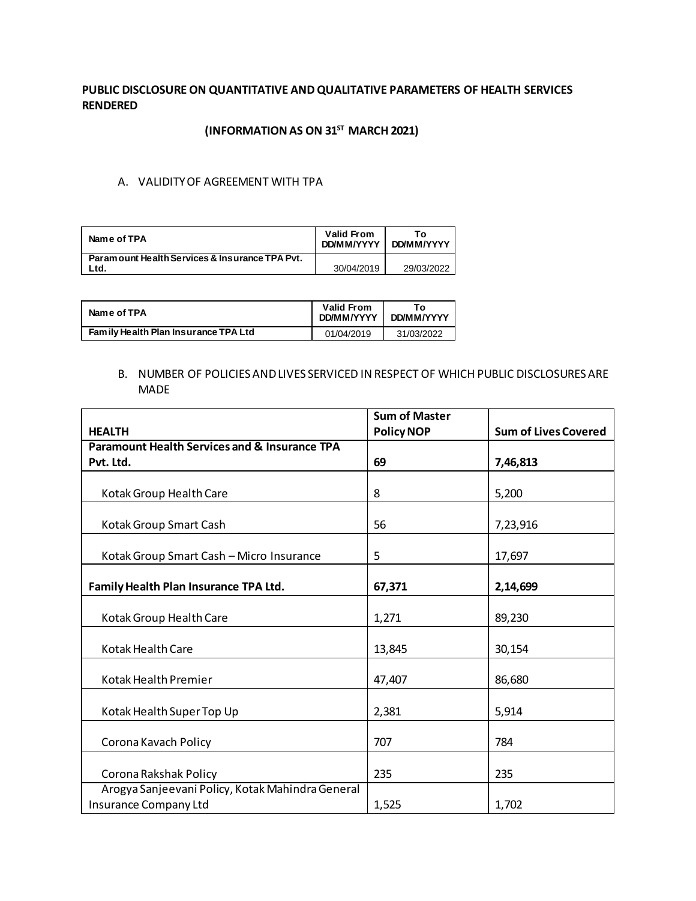**PUBLIC DISCLOSURE ON QUANTITATIVE AND QUALITATIVE PARAMETERS OF HEALTH SERVICES RENDERED**

**(INFORMATION AS ON 31ST MARCH 2021)**

A. VALIDITY OF AGREEMENT WITH TPA

| Name of TPA | Valid From DD/MM/YYYY | To DD/MM/YYYY |
|---|---|---|
| Paramount Health Services & Insurance TPA Pvt. Ltd. | 30/04/2019 | 29/03/2022 |

| Name of TPA | Valid From DD/MM/YYYY | To DD/MM/YYYY |
|---|---|---|
| Family Health Plan Insurance TPA Ltd | 01/04/2019 | 31/03/2022 |

B. NUMBER OF POLICIES AND LIVES SERVICED IN RESPECT OF WHICH PUBLIC DISCLOSURES ARE MADE

| HEALTH | Sum of Master Policy NOP | Sum of Lives Covered |
|---|---|---|
| **Paramount Health Services and & Insurance TPA Pvt. Ltd.** | **69** | **7,46,813** |
| Kotak Group Health Care | 8 | 5,200 |
| Kotak Group Smart Cash | 56 | 7,23,916 |
| Kotak Group Smart Cash – Micro Insurance | 5 | 17,697 |
| **Family Health Plan Insurance TPA Ltd.** | **67,371** | **2,14,699** |
| Kotak Group Health Care | 1,271 | 89,230 |
| Kotak Health Care | 13,845 | 30,154 |
| Kotak Health Premier | 47,407 | 86,680 |
| Kotak Health Super Top Up | 2,381 | 5,914 |
| Corona Kavach Policy | 707 | 784 |
| Corona Rakshak Policy | 235 | 235 |
| Arogya Sanjeevani Policy, Kotak Mahindra General Insurance Company Ltd | 1,525 | 1,702 |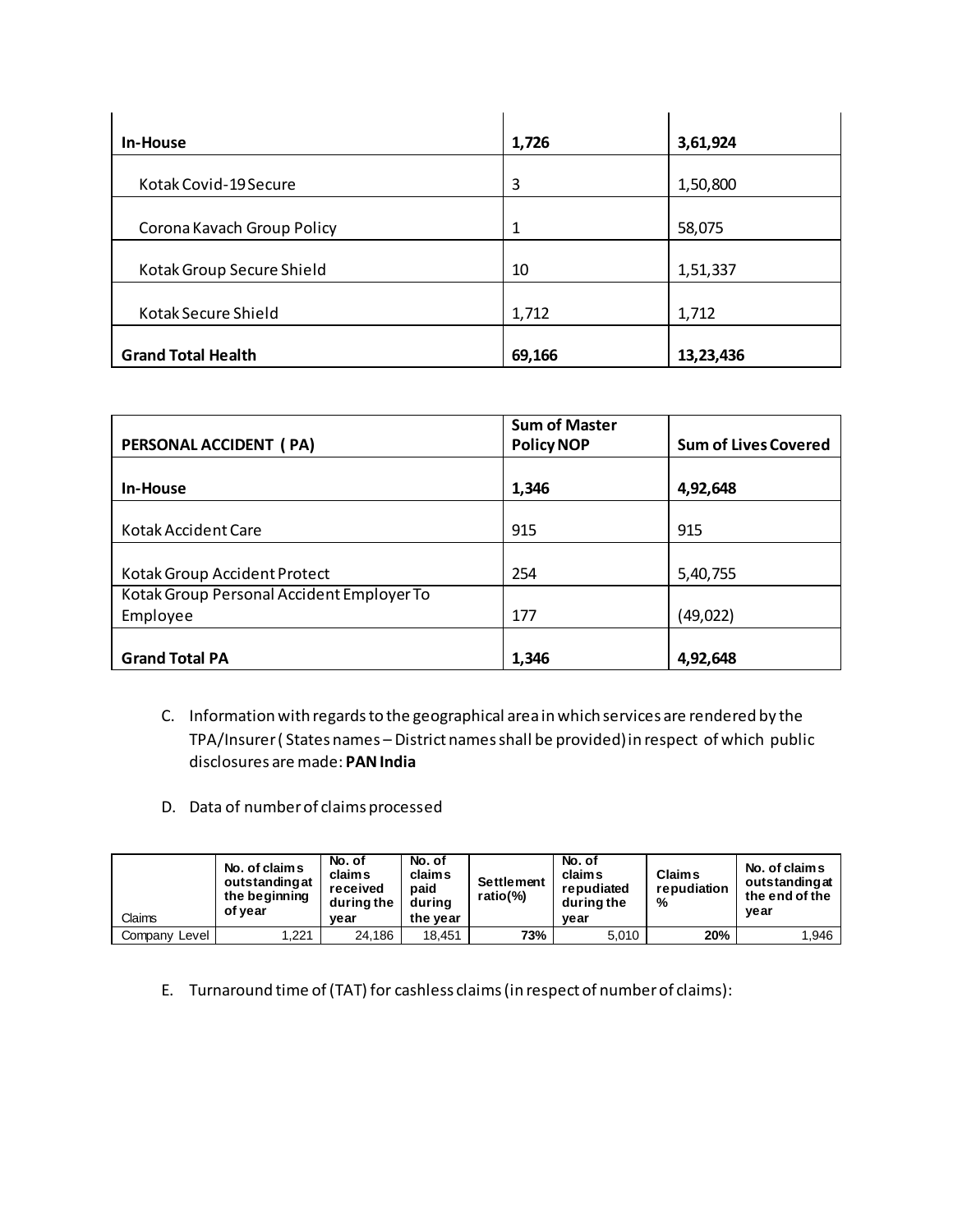| | | |
|---|---|---|
| **In-House** | **1,726** | **3,61,924** |
| Kotak Covid-19 Secure | 3 | 1,50,800 |
| Corona Kavach Group Policy | 1 | 58,075 |
| Kotak Group Secure Shield | 10 | 1,51,337 |
| Kotak Secure Shield | 1,712 | 1,712 |
| **Grand Total Health** | **69,166** | **13,23,436** |

| PERSONAL ACCIDENT ( PA) | Sum of Master Policy NOP | Sum of Lives Covered |
|---|---|---|
| **In-House** | **1,346** | **4,92,648** |
| Kotak Accident Care | 915 | 915 |
| Kotak Group Accident Protect | 254 | 5,40,755 |
| Kotak Group Personal Accident Employer To Employee | 177 | (49,022) |
| **Grand Total PA** | **1,346** | **4,92,648** |

C. Information with regards to the geographical area in which services are rendered by the TPA/Insurer ( States names – District names shall be provided) in respect of which public disclosures are made: **PAN India**

D. Data of number of claims processed

| Claims | No. of claims outstanding at the beginning of year | No. of claims received during the year | No. of claims paid during the year | Settlement ratio(%) | No. of claims repudiated during the year | Claims repudiation % | No. of claims outstanding at the end of the year |
|---|---|---|---|---|---|---|---|
| Company Level | 1,221 | 24,186 | 18,451 | **73%** | 5,010 | **20%** | 1,946 |

E. Turnaround time of (TAT) for cashless claims (in respect of number of claims):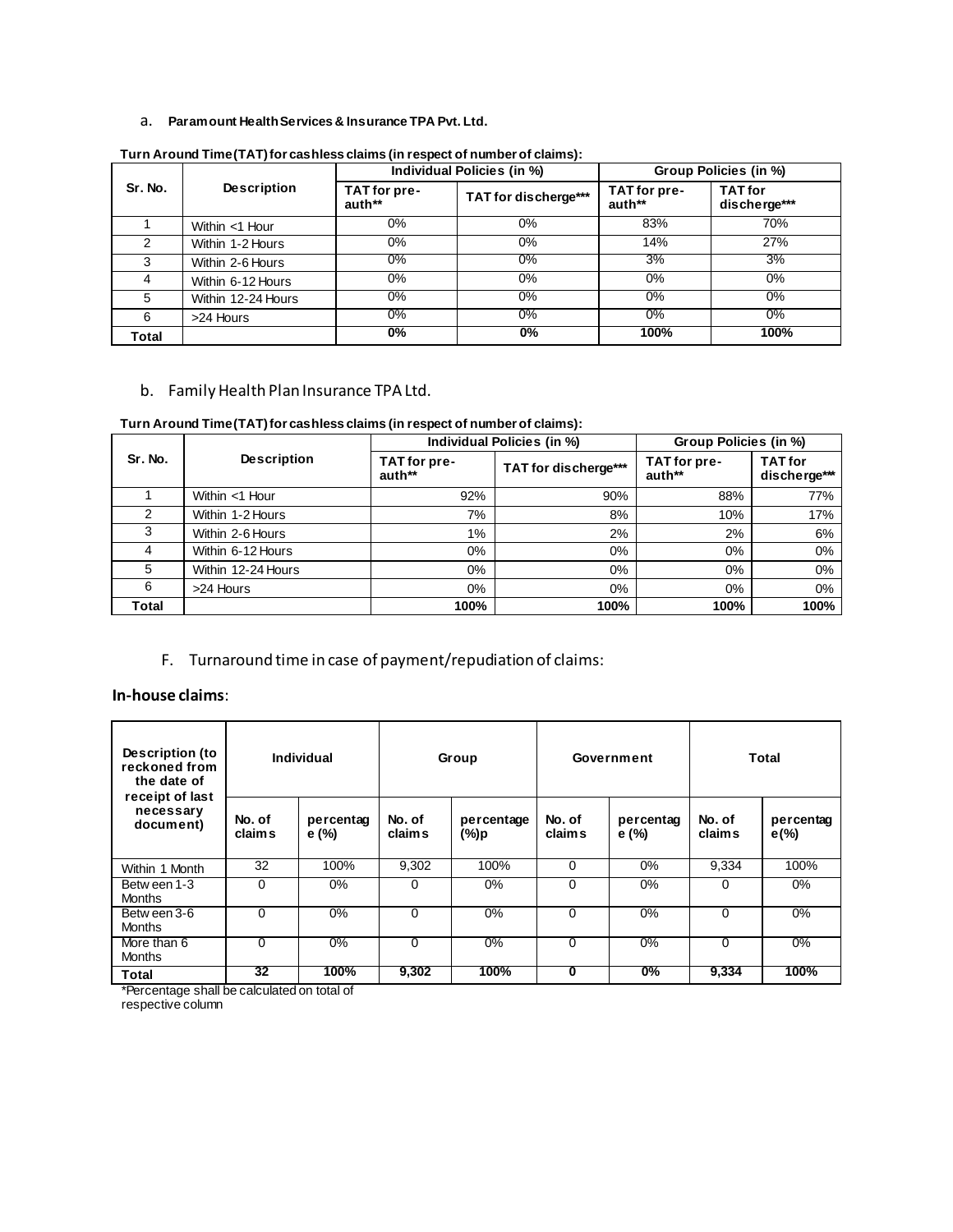a. **Paramount Health Services & Insurance TPA Pvt. Ltd.**

**Turn Around Time(TAT) for cashless claims (in respect of number of claims):**

| Sr. No. | Description | Individual Policies (in %) | | Group Policies (in %) | |
|---|---|---|---|---|---|
| | | TAT for pre-auth** | TAT for discherge*** | TAT for pre-auth** | TAT for discherge*** |
| 1 | Within <1 Hour | 0% | 0% | 83% | 70% |
| 2 | Within 1-2 Hours | 0% | 0% | 14% | 27% |
| 3 | Within 2-6 Hours | 0% | 0% | 3% | 3% |
| 4 | Within 6-12 Hours | 0% | 0% | 0% | 0% |
| 5 | Within 12-24 Hours | 0% | 0% | 0% | 0% |
| 6 | >24 Hours | 0% | 0% | 0% | 0% |
| **Total** | | **0%** | **0%** | **100%** | **100%** |

b. Family Health Plan Insurance TPA Ltd.

**Turn Around Time(TAT) for cashless claims (in respect of number of claims):**

| Sr. No. | Description | Individual Policies (in %) | | Group Policies (in %) | |
|---|---|---|---|---|---|
| | | TAT for pre-auth** | TAT for discherge*** | TAT for pre-auth** | TAT for discherge*** |
| 1 | Within <1 Hour | 92% | 90% | 88% | 77% |
| 2 | Within 1-2 Hours | 7% | 8% | 10% | 17% |
| 3 | Within 2-6 Hours | 1% | 2% | 2% | 6% |
| 4 | Within 6-12 Hours | 0% | 0% | 0% | 0% |
| 5 | Within 12-24 Hours | 0% | 0% | 0% | 0% |
| 6 | >24 Hours | 0% | 0% | 0% | 0% |
| **Total** | | **100%** | **100%** | **100%** | **100%** |

F. Turnaround time in case of payment/repudiation of claims:

**In-house claims**:

| Description (to reckoned from the date of receipt of last necessary document) | Individual | | Group | | Government | | Total | |
|---|---|---|---|---|---|---|---|---|
| | No. of claims | percentage (%) | No. of claims | percentage (%)p | No. of claims | percentage (%) | No. of claims | percentage(%) |
| Within 1 Month | 32 | 100% | 9,302 | 100% | 0 | 0% | 9,334 | 100% |
| Between 1-3 Months | 0 | 0% | 0 | 0% | 0 | 0% | 0 | 0% |
| Between 3-6 Months | 0 | 0% | 0 | 0% | 0 | 0% | 0 | 0% |
| More than 6 Months | 0 | 0% | 0 | 0% | 0 | 0% | 0 | 0% |
| **Total** | **32** | **100%** | **9,302** | **100%** | **0** | **0%** | **9,334** | **100%** |

*Percentage shall be calculated on total of respective column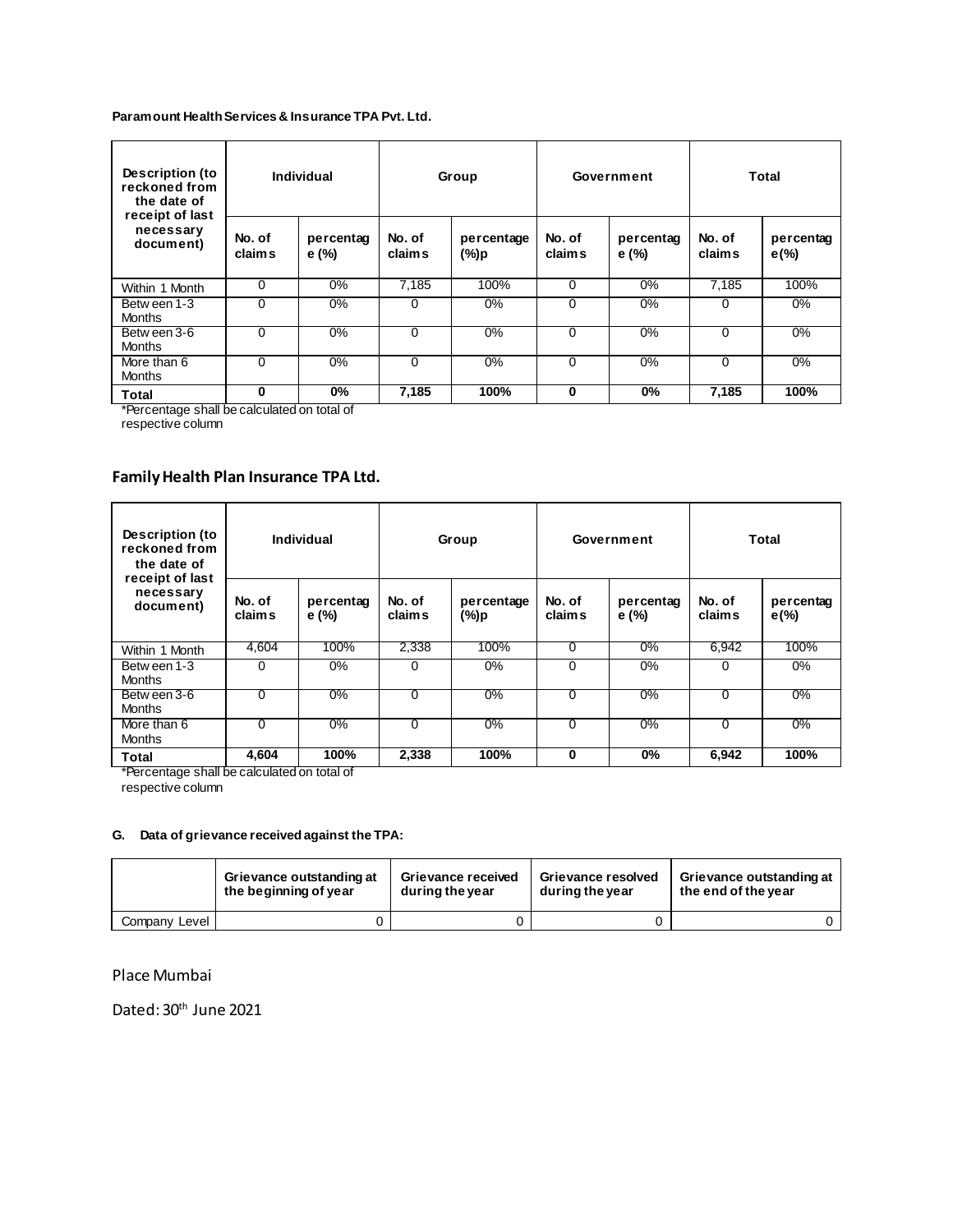**Paramount Health Services & Insurance TPA Pvt. Ltd.**

| Description (to reckoned from the date of receipt of last necessary document) | Individual | | Group | | Government | | Total | |
|---|---|---|---|---|---|---|---|---|
| | No. of claims | percentage (%) | No. of claims | percentage (%)p | No. of claims | percentage (%) | No. of claims | percentage(%) |
| Within 1 Month | 0 | 0% | 7,185 | 100% | 0 | 0% | 7,185 | 100% |
| Between 1-3 Months | 0 | 0% | 0 | 0% | 0 | 0% | 0 | 0% |
| Between 3-6 Months | 0 | 0% | 0 | 0% | 0 | 0% | 0 | 0% |
| More than 6 Months | 0 | 0% | 0 | 0% | 0 | 0% | 0 | 0% |
| **Total** | **0** | **0%** | **7,185** | **100%** | **0** | **0%** | **7,185** | **100%** |

*Percentage shall be calculated on total of respective column

## Family Health Plan Insurance TPA Ltd.

| Description (to reckoned from the date of receipt of last necessary document) | Individual | | Group | | Government | | Total | |
|---|---|---|---|---|---|---|---|---|
| | No. of claims | percentage (%) | No. of claims | percentage (%)p | No. of claims | percentage (%) | No. of claims | percentage(%) |
| Within 1 Month | 4,604 | 100% | 2,338 | 100% | 0 | 0% | 6,942 | 100% |
| Between 1-3 Months | 0 | 0% | 0 | 0% | 0 | 0% | 0 | 0% |
| Between 3-6 Months | 0 | 0% | 0 | 0% | 0 | 0% | 0 | 0% |
| More than 6 Months | 0 | 0% | 0 | 0% | 0 | 0% | 0 | 0% |
| **Total** | **4,604** | **100%** | **2,338** | **100%** | **0** | **0%** | **6,942** | **100%** |

*Percentage shall be calculated on total of respective column

**G. Data of grievance received against the TPA:**

| | Grievance outstanding at the beginning of year | Grievance received during the year | Grievance resolved during the year | Grievance outstanding at the end of the year |
|---|---|---|---|---|
| Company Level | 0 | 0 | 0 | 0 |

Place Mumbai

Dated: 30th June 2021